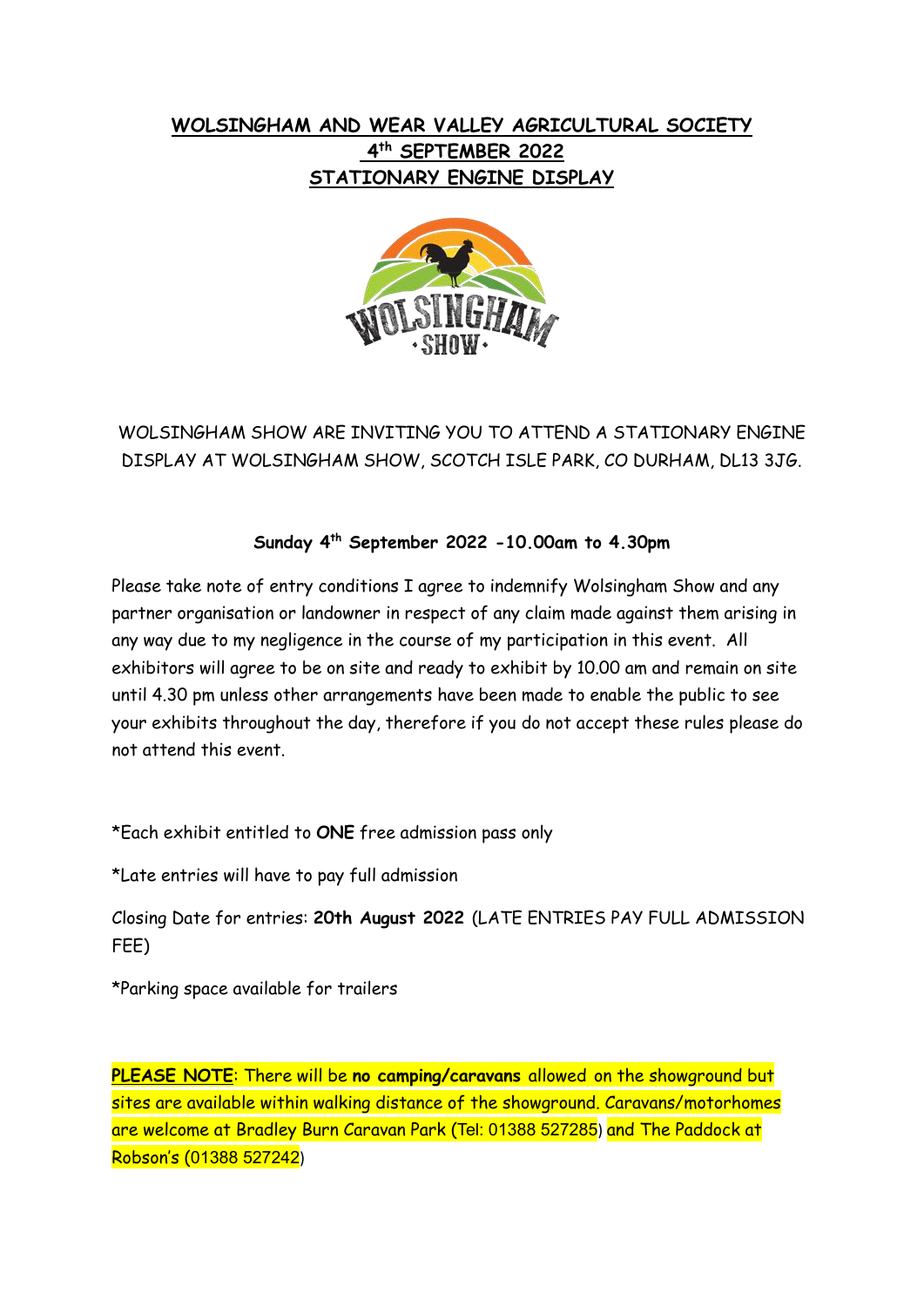# WOLSINGHAM AND WEAR VALLEY AGRICULTURAL SOCIETY
## 4th SEPTEMBER 2022
## STATIONARY ENGINE DISPLAY

WOLSINGHAM SHOW ARE INVITING YOU TO ATTEND A STATIONARY ENGINE DISPLAY AT WOLSINGHAM SHOW, SCOTCH ISLE PARK, CO DURHAM, DL13 3JG.

**Sunday 4th September 2022 -10.00am to 4.30pm**

Please take note of entry conditions I agree to indemnify Wolsingham Show and any partner organisation or landowner in respect of any claim made against them arising in any way due to my negligence in the course of my participation in this event. All exhibitors will agree to be on site and ready to exhibit by 10.00 am and remain on site until 4.30 pm unless other arrangements have been made to enable the public to see your exhibits throughout the day, therefore if you do not accept these rules please do not attend this event.

*Each exhibit entitled to **ONE** free admission pass only

*Late entries will have to pay full admission

Closing Date for entries: **20th August 2022** (LATE ENTRIES PAY FULL ADMISSION FEE)

*Parking space available for trailers

**PLEASE NOTE**: There will be **no camping/caravans** allowed on the showground but sites are available within walking distance of the showground. Caravans/motorhomes are welcome at Bradley Burn Caravan Park (Tel: 01388 527285) and The Paddock at Robson's (01388 527242)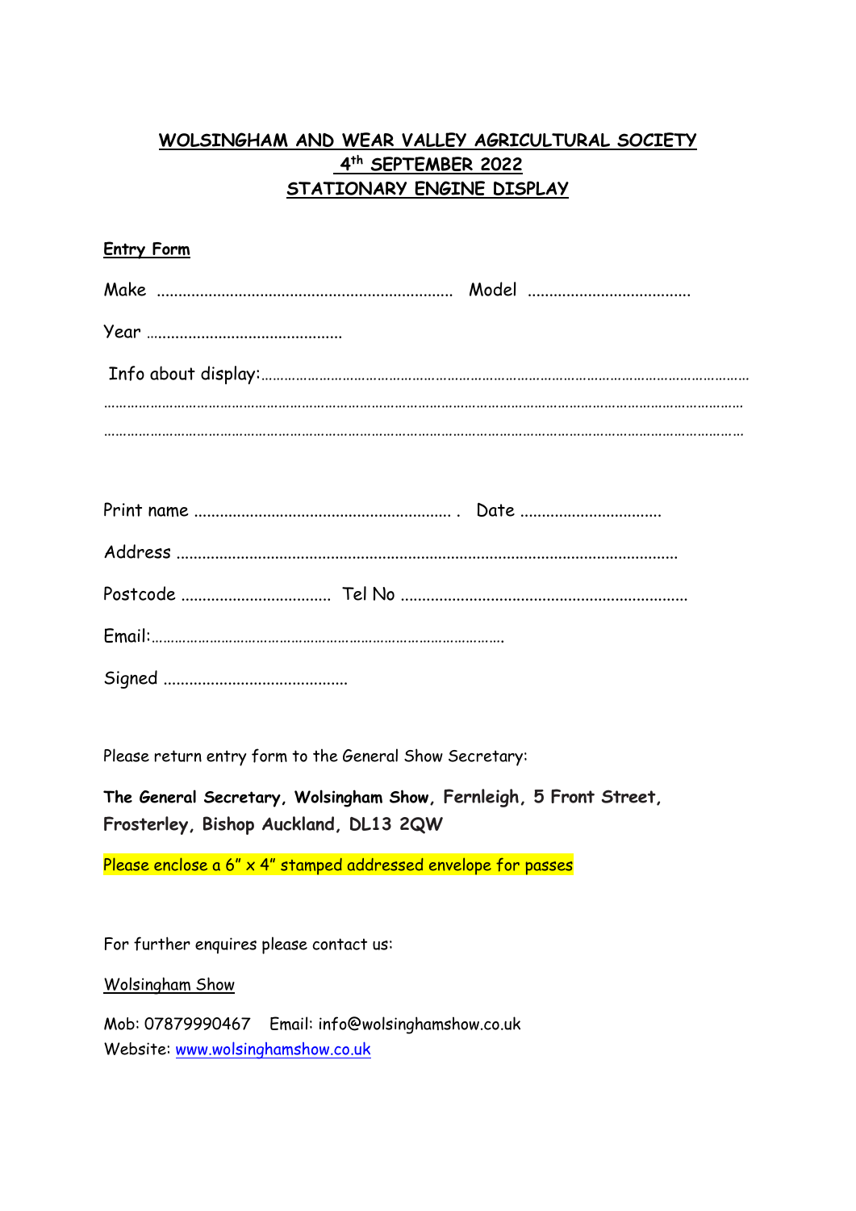**WOLSINGHAM AND WEAR VALLEY AGRICULTURAL SOCIETY**
**4th SEPTEMBER 2022**
**STATIONARY ENGINE DISPLAY**

**Entry Form**

Make .................................................................... Model .....................................

Year .............................................

Info about display:........................................................................................................................

......................................................................................................................................................

......................................................................................................................................................

Print name ........................................................... . Date ................................

Address ..................................................................................................................

Postcode .................................. Tel No ..................................................................

Email:.........................................................................................

Signed ..........................................

Please return entry form to the General Show Secretary:

**The General Secretary, Wolsingham Show, Fernleigh, 5 Front Street, Frosterley, Bishop Auckland, DL13 2QW**

Please enclose a 6" x 4" stamped addressed envelope for passes

For further enquires please contact us:

Wolsingham Show

Mob: 07879990467 Email: info@wolsinghamshow.co.uk
Website: www.wolsinghamshow.co.uk